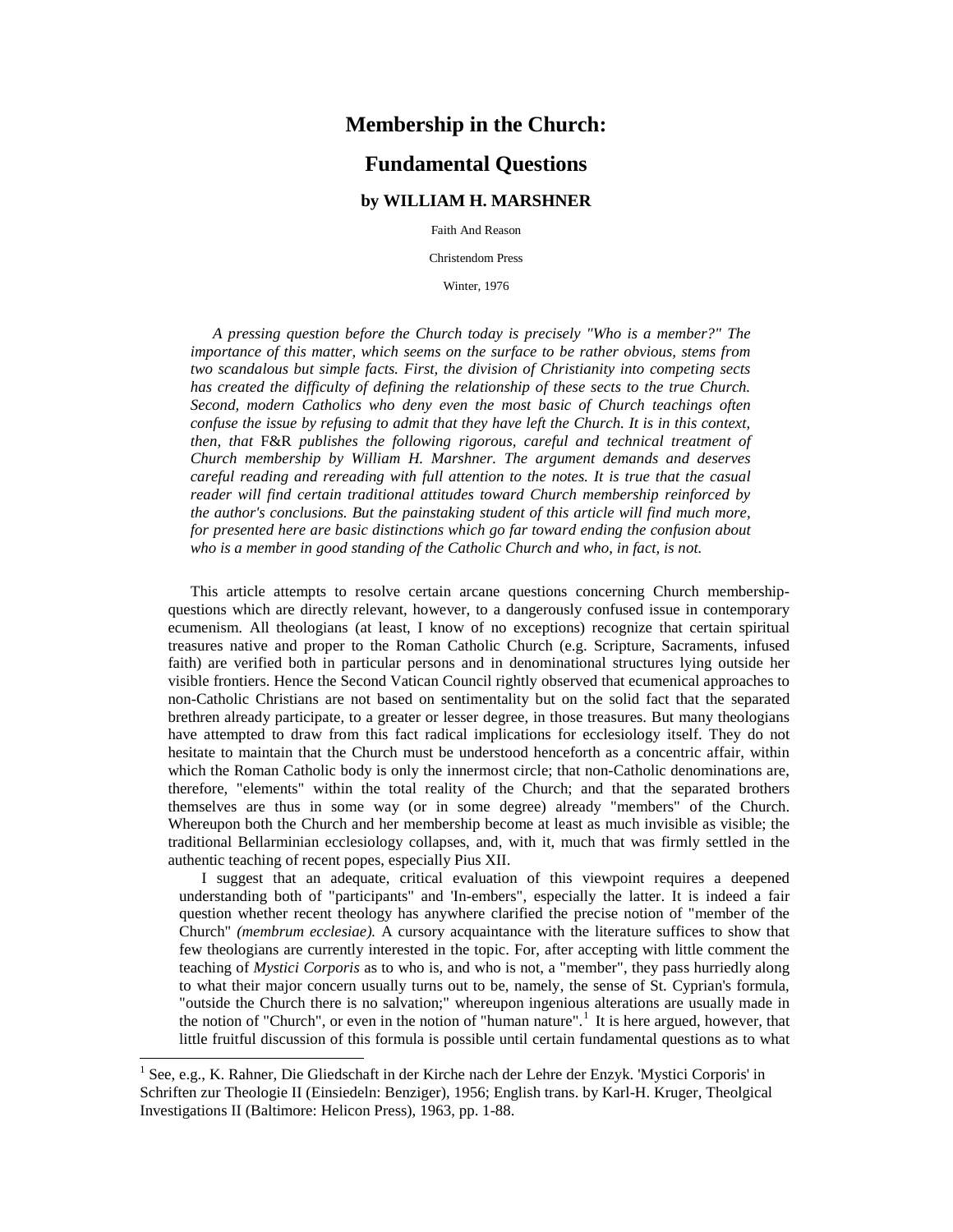# Membership in the Church:

# Fundamental Questions

### by WILLIAM H. MARSHNER

Faith And Reason

Christendom Press

Winter, 1976

*A pressing question before the Church today is precisely "Who is a member?" The importance of this matter, which seems on the surface to be rather obvious, stems from two scandalous but simple facts. First, the division of Christianity into competing sects has created the difficulty of defining the relationship of these sects to the true Church. Second, modern Catholics who deny even the most basic of Church teachings often confuse the issue by refusing to admit that they have left the Church. It is in this context, then, that* F&R *publishes the following rigorous, careful and technical treatment of Church membership by William H. Marshner. The argument demands and deserves careful reading and rereading with full attention to the notes. It is true that the casual reader will find certain traditional attitudes toward Church membership reinforced by the author's conclusions. But the painstaking student of this article will find much more, for presented here are basic distinctions which go far toward ending the confusion about who is a member in good standing of the Catholic Church and who, in fact, is not.*

This article attempts to resolve certain arcane questions concerning Church membership-questions which are directly relevant, however, to a dangerously confused issue in contemporary ecumenism. All theologians (at least, I know of no exceptions) recognize that certain spiritual treasures native and proper to the Roman Catholic Church (e.g. Scripture, Sacraments, infused faith) are verified both in particular persons and in denominational structures lying outside her visible frontiers. Hence the Second Vatican Council rightly observed that ecumenical approaches to non-Catholic Christians are not based on sentimentality but on the solid fact that the separated brethren already participate, to a greater or lesser degree, in those treasures. But many theologians have attempted to draw from this fact radical implications for ecclesiology itself. They do not hesitate to maintain that the Church must be understood henceforth as a concentric affair, within which the Roman Catholic body is only the innermost circle; that non-Catholic denominations are, therefore, "elements" within the total reality of the Church; and that the separated brothers themselves are thus in some way (or in some degree) already "members" of the Church. Whereupon both the Church and her membership become at least as much invisible as visible; the traditional Bellarminian ecclesiology collapses, and, with it, much that was firmly settled in the authentic teaching of recent popes, especially Pius XII.

I suggest that an adequate, critical evaluation of this viewpoint requires a deepened understanding both of "participants" and 'In-embers", especially the latter. It is indeed a fair question whether recent theology has anywhere clarified the precise notion of "member of the Church" *(membrum ecclesiae).* A cursory acquaintance with the literature suffices to show that few theologians are currently interested in the topic. For, after accepting with little comment the teaching of *Mystici Corporis* as to who is, and who is not, a "member", they pass hurriedly along to what their major concern usually turns out to be, namely, the sense of St. Cyprian's formula, "outside the Church there is no salvation;" whereupon ingenious alterations are usually made in the notion of "Church", or even in the notion of "human nature".[1] It is here argued, however, that little fruitful discussion of this formula is possible until certain fundamental questions as to what

[1] See, e.g., K. Rahner, Die Gliedschaft in der Kirche nach der Lehre der Enzyk. 'Mystici Corporis' in Schriften zur Theologie II (Einsiedeln: Benziger), 1956; English trans. by Karl-H. Kruger, Theolgical Investigations II (Baltimore: Helicon Press), 1963, pp. 1-88.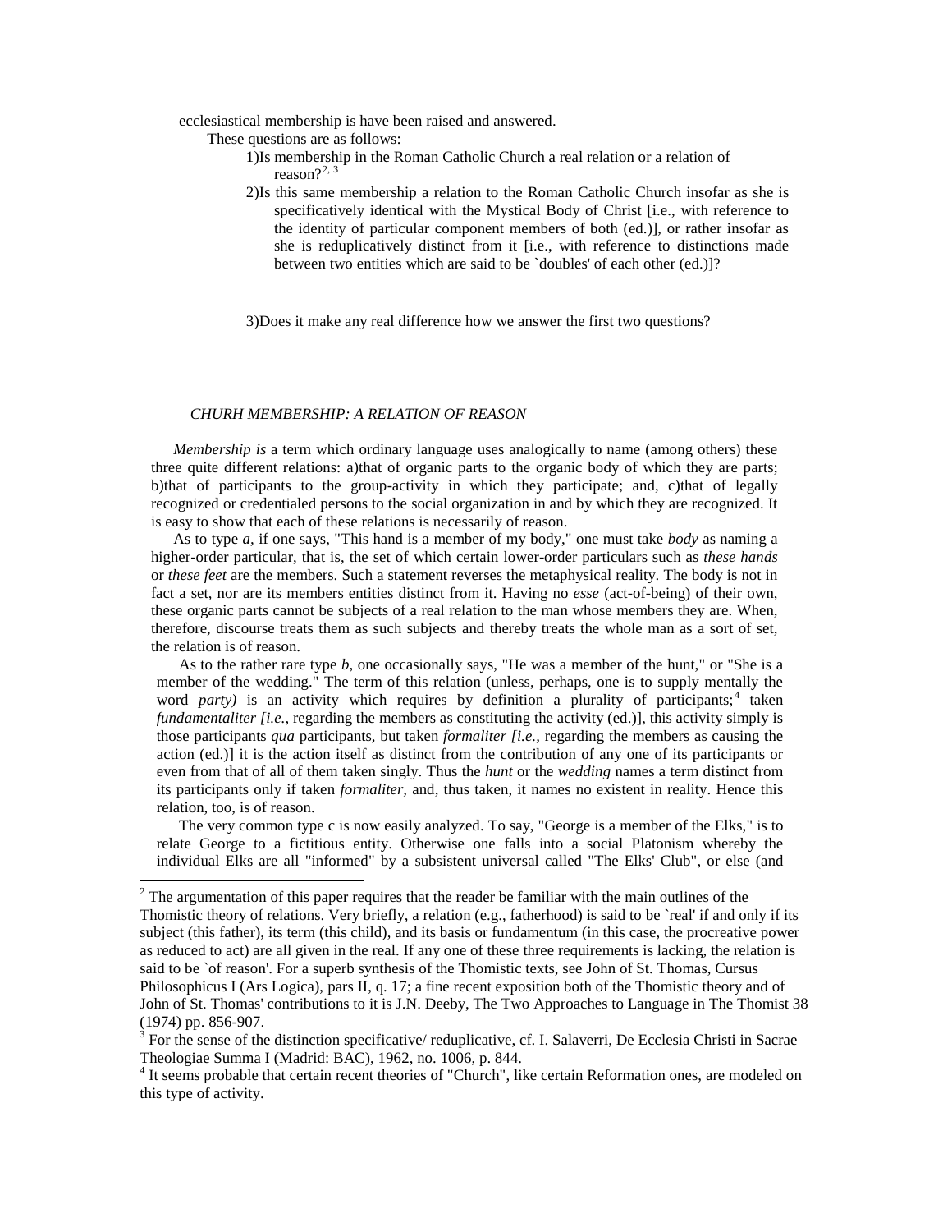ecclesiastical membership is have been raised and answered.

These questions are as follows:

1)Is membership in the Roman Catholic Church a real relation or a relation of reason?[2, 3]

2)Is this same membership a relation to the Roman Catholic Church insofar as she is specificatively identical with the Mystical Body of Christ [i.e., with reference to the identity of particular component members of both (ed.)], or rather insofar as she is reduplicatively distinct from it [i.e., with reference to distinctions made between two entities which are said to be `doubles' of each other (ed.)]?

3)Does it make any real difference how we answer the first two questions?

## *CHURH MEMBERSHIP: A RELATION OF REASON*

*Membership is* a term which ordinary language uses analogically to name (among others) these three quite different relations: a)that of organic parts to the organic body of which they are parts; b)that of participants to the group-activity in which they participate; and, c)that of legally recognized or credentialed persons to the social organization in and by which they are recognized. It is easy to show that each of these relations is necessarily of reason.

As to type *a,* if one says, "This hand is a member of my body," one must take *body* as naming a higher-order particular, that is, the set of which certain lower-order particulars such as *these hands* or *these feet* are the members. Such a statement reverses the metaphysical reality. The body is not in fact a set, nor are its members entities distinct from it. Having no *esse* (act-of-being) of their own, these organic parts cannot be subjects of a real relation to the man whose members they are. When, therefore, discourse treats them as such subjects and thereby treats the whole man as a sort of set, the relation is of reason.

As to the rather rare type *b,* one occasionally says, "He was a member of the hunt," or "She is a member of the wedding." The term of this relation (unless, perhaps, one is to supply mentally the word *party)* is an activity which requires by definition a plurality of participants;[4] taken *fundamentaliter [i.e.,* regarding the members as constituting the activity (ed.)], this activity simply is those participants *qua* participants, but taken *formaliter [i.e.,* regarding the members as causing the action (ed.)] it is the action itself as distinct from the contribution of any one of its participants or even from that of all of them taken singly. Thus the *hunt* or the *wedding* names a term distinct from its participants only if taken *formaliter,* and, thus taken, it names no existent in reality. Hence this relation, too, is of reason.

The very common type c is now easily analyzed. To say, "George is a member of the Elks," is to relate George to a fictitious entity. Otherwise one falls into a social Platonism whereby the individual Elks are all "informed" by a subsistent universal called "The Elks' Club", or else (and

---

[2] The argumentation of this paper requires that the reader be familiar with the main outlines of the Thomistic theory of relations. Very briefly, a relation (e.g., fatherhood) is said to be `real' if and only if its subject (this father), its term (this child), and its basis or fundamentum (in this case, the procreative power as reduced to act) are all given in the real. If any one of these three requirements is lacking, the relation is said to be `of reason'. For a superb synthesis of the Thomistic texts, see John of St. Thomas, Cursus Philosophicus I (Ars Logica), pars II, q. 17; a fine recent exposition both of the Thomistic theory and of John of St. Thomas' contributions to it is J.N. Deeby, The Two Approaches to Language in The Thomist 38 (1974) pp. 856-907.

[3] For the sense of the distinction specificative/ reduplicative, cf. I. Salaverri, De Ecclesia Christi in Sacrae Theologiae Summa I (Madrid: BAC), 1962, no. 1006, p. 844.

[4] It seems probable that certain recent theories of "Church", like certain Reformation ones, are modeled on this type of activity.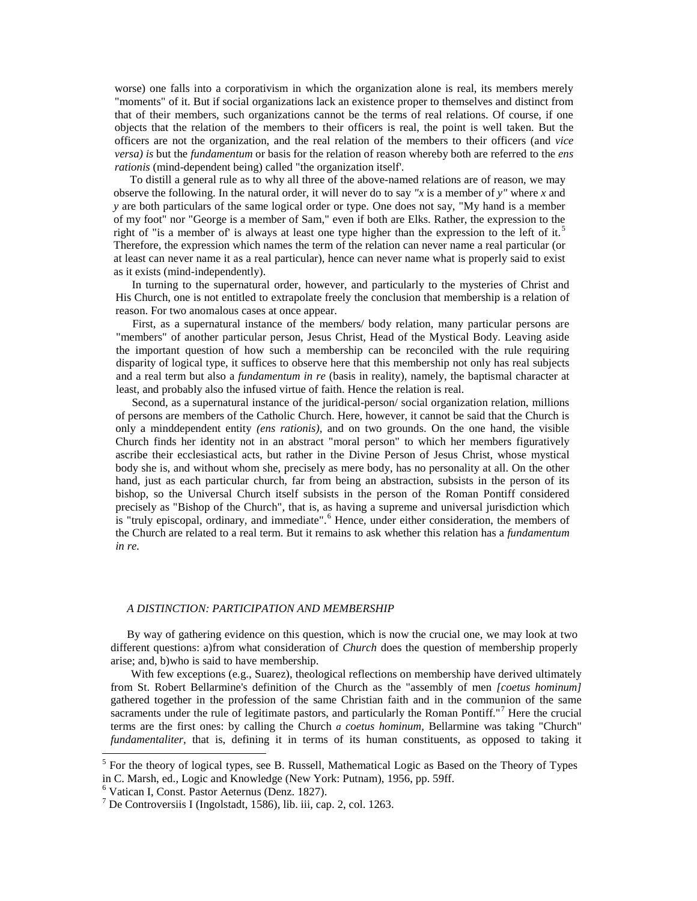worse) one falls into a corporativism in which the organization alone is real, its members merely "moments" of it. But if social organizations lack an existence proper to themselves and distinct from that of their members, such organizations cannot be the terms of real relations. Of course, if one objects that the relation of the members to their officers is real, the point is well taken. But the officers are not the organization, and the real relation of the members to their officers (and *vice versa) is* but the *fundamentum* or basis for the relation of reason whereby both are referred to the *ens rationis* (mind-dependent being) called "the organization itself'.

To distill a general rule as to why all three of the above-named relations are of reason, we may observe the following. In the natural order, it will never do to say *"x* is a member of *y"* where *x* and *y* are both particulars of the same logical order or type. One does not say, "My hand is a member of my foot" nor "George is a member of Sam," even if both are Elks. Rather, the expression to the right of "is a member of' is always at least one type higher than the expression to the left of it.[5] Therefore, the expression which names the term of the relation can never name a real particular (or at least can never name it as a real particular), hence can never name what is properly said to exist as it exists (mind-independently).

In turning to the supernatural order, however, and particularly to the mysteries of Christ and His Church, one is not entitled to extrapolate freely the conclusion that membership is a relation of reason. For two anomalous cases at once appear.

First, as a supernatural instance of the members/ body relation, many particular persons are "members" of another particular person, Jesus Christ, Head of the Mystical Body. Leaving aside the important question of how such a membership can be reconciled with the rule requiring disparity of logical type, it suffices to observe here that this membership not only has real subjects and a real term but also a *fundamentum in re* (basis in reality), namely, the baptismal character at least, and probably also the infused virtue of faith. Hence the relation is real.

Second, as a supernatural instance of the juridical-person/ social organization relation, millions of persons are members of the Catholic Church. Here, however, it cannot be said that the Church is only a minddependent entity *(ens rationis)*, and on two grounds. On the one hand, the visible Church finds her identity not in an abstract "moral person" to which her members figuratively ascribe their ecclesiastical acts, but rather in the Divine Person of Jesus Christ, whose mystical body she is, and without whom she, precisely as mere body, has no personality at all. On the other hand, just as each particular church, far from being an abstraction, subsists in the person of its bishop, so the Universal Church itself subsists in the person of the Roman Pontiff considered precisely as "Bishop of the Church", that is, as having a supreme and universal jurisdiction which is "truly episcopal, ordinary, and immediate".[6] Hence, under either consideration, the members of the Church are related to a real term. But it remains to ask whether this relation has a *fundamentum in re.*

## *A DISTINCTION: PARTICIPATION AND MEMBERSHIP*

By way of gathering evidence on this question, which is now the crucial one, we may look at two different questions: a)from what consideration of *Church* does the question of membership properly arise; and, b)who is said to have membership.

With few exceptions (e.g., Suarez), theological reflections on membership have derived ultimately from St. Robert Bellarmine's definition of the Church as the "assembly of men *[coetus hominum]* gathered together in the profession of the same Christian faith and in the communion of the same sacraments under the rule of legitimate pastors, and particularly the Roman Pontiff."[7] Here the crucial terms are the first ones: by calling the Church *a coetus hominum*, Bellarmine was taking "Church" *fundamentaliter,* that is, defining it in terms of its human constituents, as opposed to taking it

---

[5] For the theory of logical types, see B. Russell, Mathematical Logic as Based on the Theory of Types in C. Marsh, ed., Logic and Knowledge (New York: Putnam), 1956, pp. 59ff.

[6] Vatican I, Const. Pastor Aeternus (Denz. 1827).

[7] De Controversiis I (Ingolstadt, 1586), lib. iii, cap. 2, col. 1263.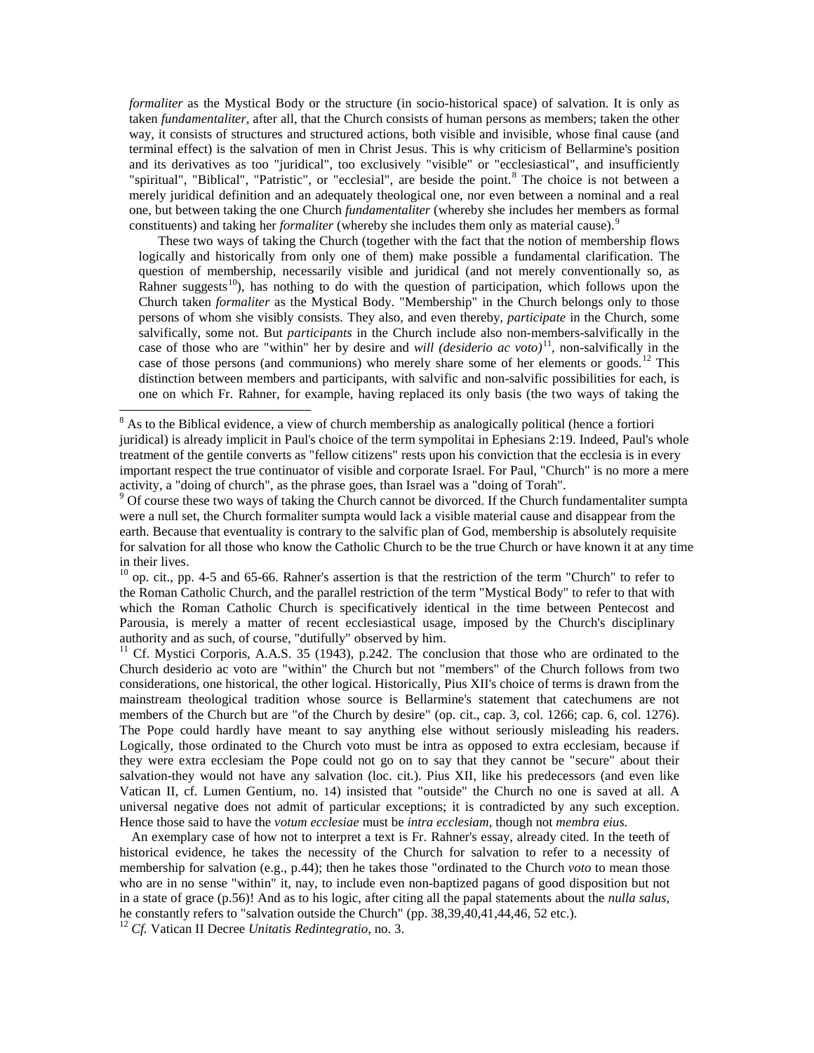*formaliter* as the Mystical Body or the structure (in socio-historical space) of salvation. It is only as taken *fundamentaliter,* after all, that the Church consists of human persons as members; taken the other way, it consists of structures and structured actions, both visible and invisible, whose final cause (and terminal effect) is the salvation of men in Christ Jesus. This is why criticism of Bellarmine's position and its derivatives as too "juridical", too exclusively "visible" or "ecclesiastical", and insufficiently "spiritual", "Biblical", "Patristic", or "ecclesial", are beside the point.[8] The choice is not between a merely juridical definition and an adequately theological one, nor even between a nominal and a real one, but between taking the one Church *fundamentaliter* (whereby she includes her members as formal constituents) and taking her *formaliter* (whereby she includes them only as material cause).[9]

These two ways of taking the Church (together with the fact that the notion of membership flows logically and historically from only one of them) make possible a fundamental clarification. The question of membership, necessarily visible and juridical (and not merely conventionally so, as Rahner suggests[10]), has nothing to do with the question of participation, which follows upon the Church taken *formaliter* as the Mystical Body. "Membership" in the Church belongs only to those persons of whom she visibly consists. They also, and even thereby, *participate* in the Church, some salvifically, some not. But *participants* in the Church include also non-members-salvifically in the case of those who are "within" her by desire and *will (desiderio ac voto)*[11], non-salvifically in the case of those persons (and communions) who merely share some of her elements or goods.[12] This distinction between members and participants, with salvific and non-salvific possibilities for each, is one on which Fr. Rahner, for example, having replaced its only basis (the two ways of taking the

---

[8] As to the Biblical evidence, a view of church membership as analogically political (hence a fortiori juridical) is already implicit in Paul's choice of the term sympolitai in Ephesians 2:19. Indeed, Paul's whole treatment of the gentile converts as "fellow citizens" rests upon his conviction that the ecclesia is in every important respect the true continuator of visible and corporate Israel. For Paul, "Church" is no more a mere activity, a "doing of church", as the phrase goes, than Israel was a "doing of Torah".

[9] Of course these two ways of taking the Church cannot be divorced. If the Church fundamentaliter sumpta were a null set, the Church formaliter sumpta would lack a visible material cause and disappear from the earth. Because that eventuality is contrary to the salvific plan of God, membership is absolutely requisite for salvation for all those who know the Catholic Church to be the true Church or have known it at any time in their lives.

[10] op. cit., pp. 4-5 and 65-66. Rahner's assertion is that the restriction of the term "Church" to refer to the Roman Catholic Church, and the parallel restriction of the term "Mystical Body" to refer to that with which the Roman Catholic Church is specificatively identical in the time between Pentecost and Parousia, is merely a matter of recent ecclesiastical usage, imposed by the Church's disciplinary authority and as such, of course, "dutifully" observed by him.

[11] Cf. Mystici Corporis, A.A.S. 35 (1943), p.242. The conclusion that those who are ordinated to the Church desiderio ac voto are "within" the Church but not "members" of the Church follows from two considerations, one historical, the other logical. Historically, Pius XII's choice of terms is drawn from the mainstream theological tradition whose source is Bellarmine's statement that catechumens are not members of the Church but are "of the Church by desire" (op. cit., cap. 3, col. 1266; cap. 6, col. 1276). The Pope could hardly have meant to say anything else without seriously misleading his readers. Logically, those ordinated to the Church voto must be intra as opposed to extra ecclesiam, because if they were extra ecclesiam the Pope could not go on to say that they cannot be "secure" about their salvation-they would not have any salvation (loc. cit.). Pius XII, like his predecessors (and even like Vatican II, cf. Lumen Gentium, no. 14) insisted that "outside" the Church no one is saved at all. A universal negative does not admit of particular exceptions; it is contradicted by any such exception. Hence those said to have the *votum ecclesiae* must be *intra ecclesiam,* though not *membra eius.*

An exemplary case of how not to interpret a text is Fr. Rahner's essay, already cited. In the teeth of historical evidence, he takes the necessity of the Church for salvation to refer to a necessity of membership for salvation (e.g., p.44); then he takes those "ordinated to the Church *voto* to mean those who are in no sense "within" it, nay, to include even non-baptized pagans of good disposition but not in a state of grace (p.56)! And as to his logic, after citing all the papal statements about the *nulla salus,* he constantly refers to "salvation outside the Church" (pp. 38,39,40,41,44,46, 52 etc.).

[12] *Cf.* Vatican II Decree *Unitatis Redintegratio,* no. 3.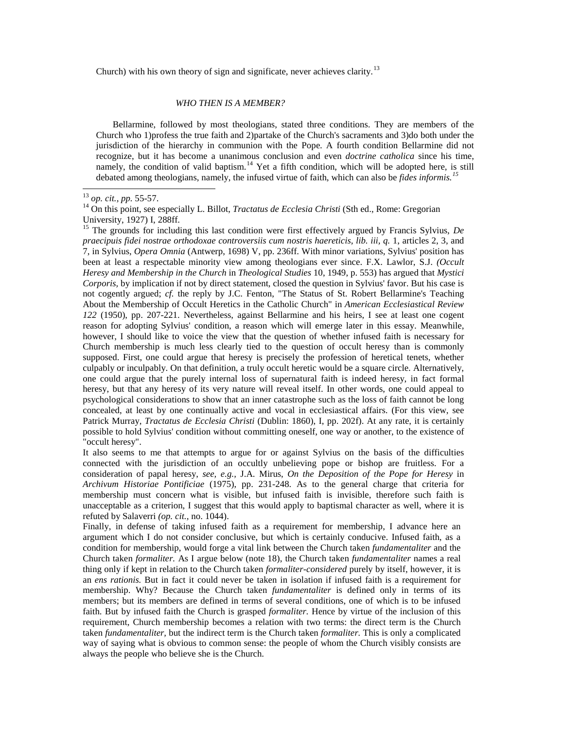Church) with his own theory of sign and significate, never achieves clarity.[13]

### *WHO THEN IS A MEMBER?*

Bellarmine, followed by most theologians, stated three conditions. They are members of the Church who 1)profess the true faith and 2)partake of the Church's sacraments and 3)do both under the jurisdiction of the hierarchy in communion with the Pope. A fourth condition Bellarmine did not recognize, but it has become a unanimous conclusion and even *doctrine catholica* since his time, namely, the condition of valid baptism.[14] Yet a fifth condition, which will be adopted here, is still debated among theologians, namely, the infused virtue of faith, which can also be *fides informis.*[15]

---

[13] *op. cit., pp.* 55-57.

[14] On this point, see especially L. Billot, *Tractatus de Ecclesia Christi* (Sth ed., Rome: Gregorian University, 1927) I, 288ff.

[15] The grounds for including this last condition were first effectively argued by Francis Sylvius, *De praecipuis fidei nostrae orthodoxae controversiis cum nostris haereticis, lib. iii, q.* 1, articles 2, 3, and 7, in Sylvius, *Opera Omnia* (Antwerp, 1698) V, pp. 236ff. With minor variations, Sylvius' position has been at least a respectable minority view among theologians ever since. F.X. Lawlor, S.J. *(Occult Heresy and Membership in the Church* in *Theological Studies* 10, 1949, p. 553) has argued that *Mystici Corporis,* by implication if not by direct statement, closed the question in Sylvius' favor. But his case is not cogently argued; *cf.* the reply by J.C. Fenton, "The Status of St. Robert Bellarmine's Teaching About the Membership of Occult Heretics in the Catholic Church" in *American Ecclesiastical Review 122* (1950), pp. 207-221. Nevertheless, against Bellarmine and his heirs, I see at least one cogent reason for adopting Sylvius' condition, a reason which will emerge later in this essay. Meanwhile, however, I should like to voice the view that the question of whether infused faith is necessary for Church membership is much less clearly tied to the question of occult heresy than is commonly supposed. First, one could argue that heresy is precisely the profession of heretical tenets, whether culpably or inculpably. On that definition, a truly occult heretic would be a square circle. Alternatively, one could argue that the purely internal loss of supernatural faith is indeed heresy, in fact formal heresy, but that any heresy of its very nature will reveal itself. In other words, one could appeal to psychological considerations to show that an inner catastrophe such as the loss of faith cannot be long concealed, at least by one continually active and vocal in ecclesiastical affairs. (For this view, see Patrick Murray, *Tractatus de Ecclesia Christi* (Dublin: 1860), I, pp. 202f). At any rate, it is certainly possible to hold Sylvius' condition without committing oneself, one way or another, to the existence of "occult heresy".

It also seems to me that attempts to argue for or against Sylvius on the basis of the difficulties connected with the jurisdiction of an occultly unbelieving pope or bishop are fruitless. For a consideration of papal heresy, *see, e.g.,* J.A. Mirus, *On the Deposition of the Pope for Heresy* in *Archivum Historiae Pontificiae* (1975), pp. 231-248. As to the general charge that criteria for membership must concern what is visible, but infused faith is invisible, therefore such faith is unacceptable as a criterion, I suggest that this would apply to baptismal character as well, where it is refuted by Salaverri *(op. cit.,* no. 1044).

Finally, in defense of taking infused faith as a requirement for membership, I advance here an argument which I do not consider conclusive, but which is certainly conducive. Infused faith, as a condition for membership, would forge a vital link between the Church taken *fundamentaliter* and the Church taken *formaliter.* As I argue below (note 18), the Church taken *fundamentaliter* names a real thing only if kept in relation to the Church taken *formaliter-considered* purely by itself, however, it is an *ens rationis.* But in fact it could never be taken in isolation if infused faith is a requirement for membership. Why? Because the Church taken *fundamentaliter* is defined only in terms of its members; but its members are defined in terms of several conditions, one of which is to be infused faith. But by infused faith the Church is grasped *formaliter.* Hence by virtue of the inclusion of this requirement, Church membership becomes a relation with two terms: the direct term is the Church taken *fundamentaliter*, but the indirect term is the Church taken *formaliter.* This is only a complicated way of saying what is obvious to common sense: the people of whom the Church visibly consists are always the people who believe she is the Church.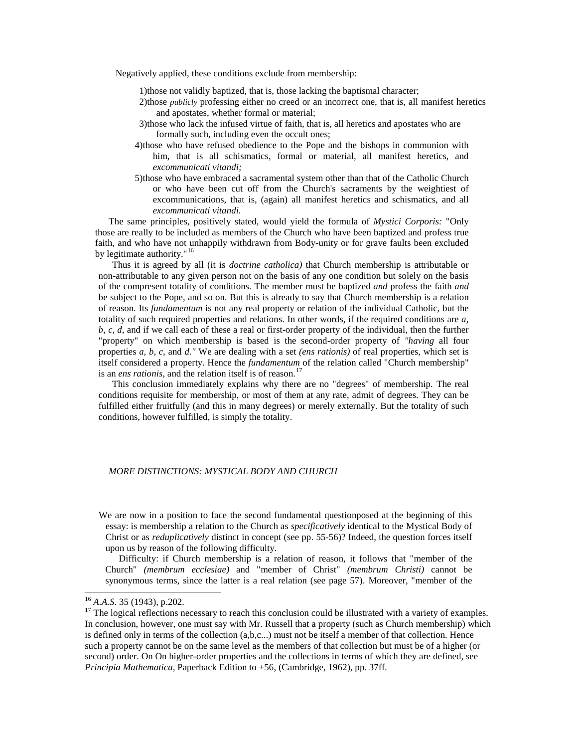Negatively applied, these conditions exclude from membership:

1) those not validly baptized, that is, those lacking the baptismal character;
2) those *publicly* professing either no creed or an incorrect one, that is, all manifest heretics and apostates, whether formal or material;
3) those who lack the infused virtue of faith, that is, all heretics and apostates who are formally such, including even the occult ones;
4) those who have refused obedience to the Pope and the bishops in communion with him, that is all schismatics, formal or material, all manifest heretics, and *excommunicati vitandi;*
5) those who have embraced a sacramental system other than that of the Catholic Church or who have been cut off from the Church's sacraments by the weightiest of excommunications, that is, (again) all manifest heretics and schismatics, and all *excommunicati vitandi.*

The same principles, positively stated, would yield the formula of *Mystici Corporis:* "Only those are really to be included as members of the Church who have been baptized and profess true faith, and who have not unhappily withdrawn from Body-unity or for grave faults been excluded by legitimate authority."[16]

Thus it is agreed by all (it is *doctrine catholica)* that Church membership is attributable or non-attributable to any given person not on the basis of any one condition but solely on the basis of the compresent totality of conditions. The member must be baptized *and* profess the faith *and* be subject to the Pope, and so on. But this is already to say that Church membership is a relation of reason. Its *fundamentum* is not any real property or relation of the individual Catholic, but the totality of such required properties and relations. In other words, if the required conditions are *a, b, c, d,* and if we call each of these a real or first-order property of the individual, then the further "property" on which membership is based is the second-order property of *"having* all four properties *a, b, c,* and *d."* We are dealing with a set *(ens rationis)* of real properties, which set is itself considered a property. Hence the *fundamentum* of the relation called "Church membership" is an *ens rationis,* and the relation itself is of reason.[17]

This conclusion immediately explains why there are no "degrees" of membership. The real conditions requisite for membership, or most of them at any rate, admit of degrees. They can be fulfilled either fruitfully (and this in many degrees) or merely externally. But the totality of such conditions, however fulfilled, is simply the totality.

## *MORE DISTINCTIONS: MYSTICAL BODY AND CHURCH*

We are now in a position to face the second fundamental questionposed at the beginning of this essay: is membership a relation to the Church as *specificatively* identical to the Mystical Body of Christ or as *reduplicatively* distinct in concept (see pp. 55-56)? Indeed, the question forces itself upon us by reason of the following difficulty.

Difficulty: if Church membership is a relation of reason, it follows that "member of the Church" *(membrum ecclesiae)* and "member of Christ" *(membrum Christi)* cannot be synonymous terms, since the latter is a real relation (see page 57). Moreover, "member of the

---

[16] *A.A.S.* 35 (1943), p.202.

[17] The logical reflections necessary to reach this conclusion could be illustrated with a variety of examples. In conclusion, however, one must say with Mr. Russell that a property (such as Church membership) which is defined only in terms of the collection (a,b,c...) must not be itself a member of that collection. Hence such a property cannot be on the same level as the members of that collection but must be of a higher (or second) order. On On higher-order properties and the collections in terms of which they are defined, see *Principia Mathematica,* Paperback Edition to +56, (Cambridge, 1962), pp. 37ff.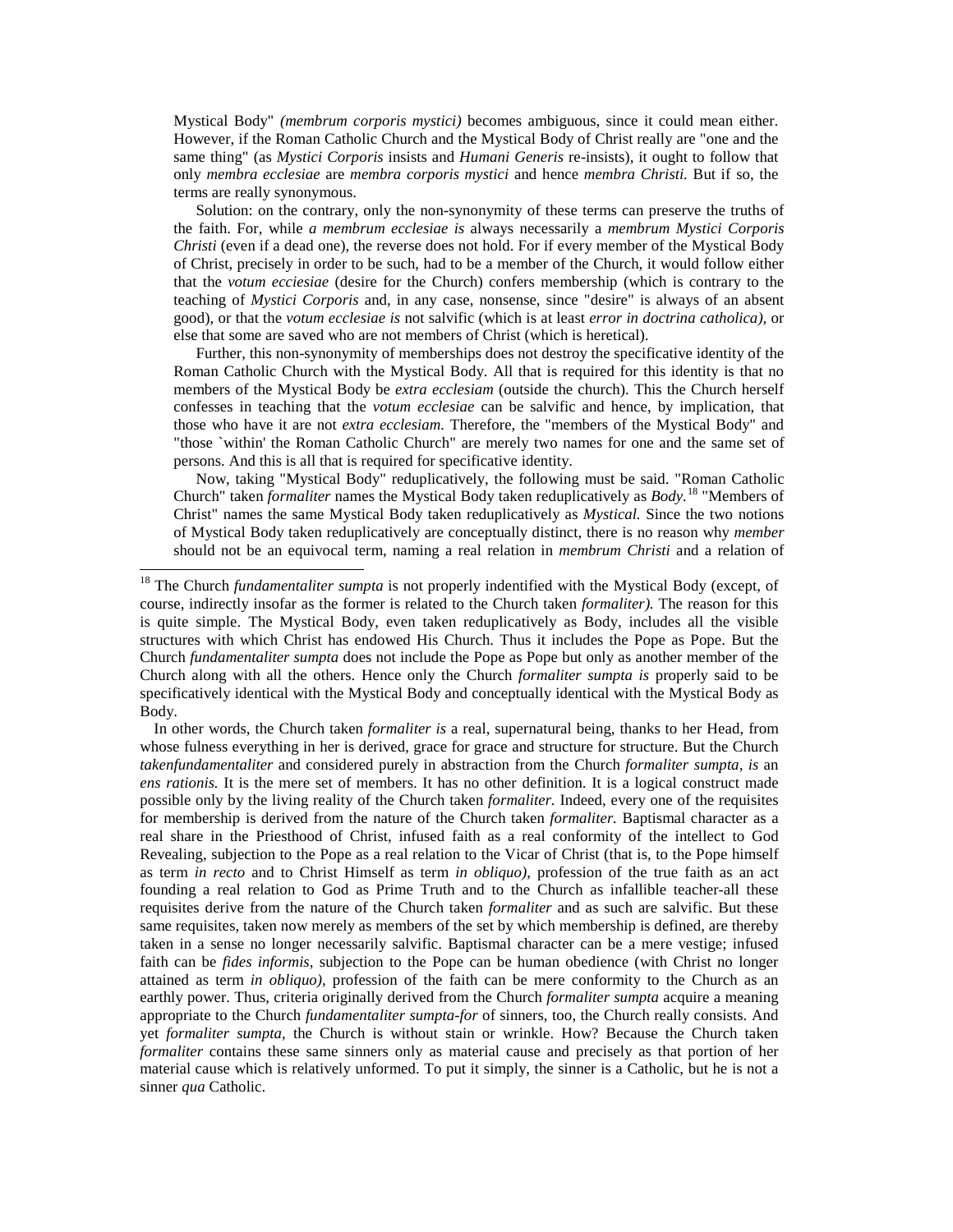Mystical Body" *(membrum corporis mystici)* becomes ambiguous, since it could mean either. However, if the Roman Catholic Church and the Mystical Body of Christ really are "one and the same thing" (as *Mystici Corporis* insists and *Humani Generis* re-insists), it ought to follow that only *membra ecclesiae* are *membra corporis mystici* and hence *membra Christi.* But if so, the terms are really synonymous.

Solution: on the contrary, only the non-synonymity of these terms can preserve the truths of the faith. For, while *a membrum ecclesiae is* always necessarily a *membrum Mystici Corporis Christi* (even if a dead one), the reverse does not hold. For if every member of the Mystical Body of Christ, precisely in order to be such, had to be a member of the Church, it would follow either that the *votum ecciesiae* (desire for the Church) confers membership (which is contrary to the teaching of *Mystici Corporis* and, in any case, nonsense, since "desire" is always of an absent good), or that the *votum ecclesiae is* not salvific (which is at least *error in doctrina catholica),* or else that some are saved who are not members of Christ (which is heretical).

Further, this non-synonymity of memberships does not destroy the specificative identity of the Roman Catholic Church with the Mystical Body. All that is required for this identity is that no members of the Mystical Body be *extra ecclesiam* (outside the church). This the Church herself confesses in teaching that the *votum ecclesiae* can be salvific and hence, by implication, that those who have it are not *extra ecclesiam.* Therefore, the "members of the Mystical Body" and "those `within' the Roman Catholic Church" are merely two names for one and the same set of persons. And this is all that is required for specificative identity.

Now, taking "Mystical Body" reduplicatively, the following must be said. "Roman Catholic Church" taken *formaliter* names the Mystical Body taken reduplicatively as *Body.*[18] "Members of Christ" names the same Mystical Body taken reduplicatively as *Mystical.* Since the two notions of Mystical Body taken reduplicatively are conceptually distinct, there is no reason why *member* should not be an equivocal term, naming a real relation in *membrum Christi* and a relation of

[18] The Church *fundamentaliter sumpta* is not properly indentified with the Mystical Body (except, of course, indirectly insofar as the former is related to the Church taken *formaliter).* The reason for this is quite simple. The Mystical Body, even taken reduplicatively as Body, includes all the visible structures with which Christ has endowed His Church. Thus it includes the Pope as Pope. But the Church *fundamentaliter sumpta* does not include the Pope as Pope but only as another member of the Church along with all the others. Hence only the Church *formaliter sumpta is* properly said to be specificatively identical with the Mystical Body and conceptually identical with the Mystical Body as Body.

In other words, the Church taken *formaliter is* a real, supernatural being, thanks to her Head, from whose fulness everything in her is derived, grace for grace and structure for structure. But the Church *takenfundamentaliter* and considered purely in abstraction from the Church *formaliter sumpta, is* an *ens rationis.* It is the mere set of members. It has no other definition. It is a logical construct made possible only by the living reality of the Church taken *formaliter.* Indeed, every one of the requisites for membership is derived from the nature of the Church taken *formaliter.* Baptismal character as a real share in the Priesthood of Christ, infused faith as a real conformity of the intellect to God Revealing, subjection to the Pope as a real relation to the Vicar of Christ (that is, to the Pope himself as term *in recto* and to Christ Himself as term *in obliquo),* profession of the true faith as an act founding a real relation to God as Prime Truth and to the Church as infallible teacher-all these requisites derive from the nature of the Church taken *formaliter* and as such are salvific. But these same requisites, taken now merely as members of the set by which membership is defined, are thereby taken in a sense no longer necessarily salvific. Baptismal character can be a mere vestige; infused faith can be *fides informis,* subjection to the Pope can be human obedience (with Christ no longer attained as term *in obliquo),* profession of the faith can be mere conformity to the Church as an earthly power. Thus, criteria originally derived from the Church *formaliter sumpta* acquire a meaning appropriate to the Church *fundamentaliter sumpta-for* of sinners, too, the Church really consists. And yet *formaliter sumpta,* the Church is without stain or wrinkle. How? Because the Church taken *formaliter* contains these same sinners only as material cause and precisely as that portion of her material cause which is relatively unformed. To put it simply, the sinner is a Catholic, but he is not a sinner *qua* Catholic.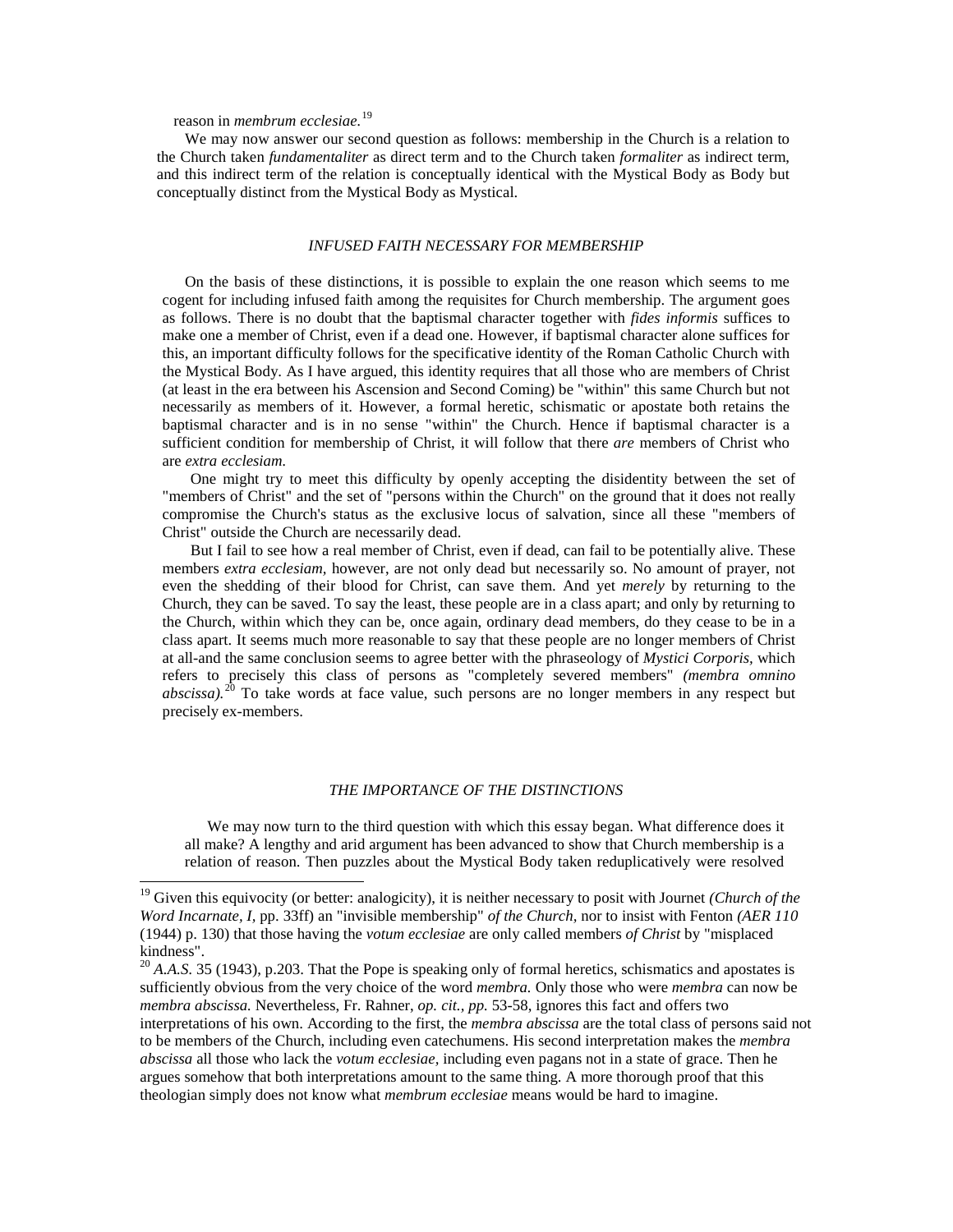reason in *membrum ecclesiae.*[19]

We may now answer our second question as follows: membership in the Church is a relation to the Church taken *fundamentaliter* as direct term and to the Church taken *formaliter* as indirect term, and this indirect term of the relation is conceptually identical with the Mystical Body as Body but conceptually distinct from the Mystical Body as Mystical.

### *INFUSED FAITH NECESSARY FOR MEMBERSHIP*

On the basis of these distinctions, it is possible to explain the one reason which seems to me cogent for including infused faith among the requisites for Church membership. The argument goes as follows. There is no doubt that the baptismal character together with *fides informis* suffices to make one a member of Christ, even if a dead one. However, if baptismal character alone suffices for this, an important difficulty follows for the specificative identity of the Roman Catholic Church with the Mystical Body. As I have argued, this identity requires that all those who are members of Christ (at least in the era between his Ascension and Second Coming) be "within" this same Church but not necessarily as members of it. However, a formal heretic, schismatic or apostate both retains the baptismal character and is in no sense "within" the Church. Hence if baptismal character is a sufficient condition for membership of Christ, it will follow that there *are* members of Christ who are *extra ecclesiam.*

One might try to meet this difficulty by openly accepting the disidentity between the set of "members of Christ" and the set of "persons within the Church" on the ground that it does not really compromise the Church's status as the exclusive locus of salvation, since all these "members of Christ" outside the Church are necessarily dead.

But I fail to see how a real member of Christ, even if dead, can fail to be potentially alive. These members *extra ecclesiam,* however, are not only dead but necessarily so. No amount of prayer, not even the shedding of their blood for Christ, can save them. And yet *merely* by returning to the Church, they can be saved. To say the least, these people are in a class apart; and only by returning to the Church, within which they can be, once again, ordinary dead members, do they cease to be in a class apart. It seems much more reasonable to say that these people are no longer members of Christ at all-and the same conclusion seems to agree better with the phraseology of *Mystici Corporis,* which refers to precisely this class of persons as "completely severed members" *(membra omnino abscissa).*[20] To take words at face value, such persons are no longer members in any respect but precisely ex-members.

### *THE IMPORTANCE OF THE DISTINCTIONS*

We may now turn to the third question with which this essay began. What difference does it all make? A lengthy and arid argument has been advanced to show that Church membership is a relation of reason. Then puzzles about the Mystical Body taken reduplicatively were resolved

---

[19] Given this equivocity (or better: analogicity), it is neither necessary to posit with Journet *(Church of the Word Incarnate, I,* pp. 33ff) an "invisible membership" *of the Church,* nor to insist with Fenton *(AER 110* (1944) p. 130) that those having the *votum ecclesiae* are only called members *of Christ* by "misplaced kindness".

[20] *A.A.S.* 35 (1943), p.203. That the Pope is speaking only of formal heretics, schismatics and apostates is sufficiently obvious from the very choice of the word *membra.* Only those who were *membra* can now be *membra abscissa.* Nevertheless, Fr. Rahner, *op. cit., pp.* 53-58, ignores this fact and offers two interpretations of his own. According to the first, the *membra abscissa* are the total class of persons said not to be members of the Church, including even catechumens. His second interpretation makes the *membra abscissa* all those who lack the *votum ecclesiae,* including even pagans not in a state of grace. Then he argues somehow that both interpretations amount to the same thing. A more thorough proof that this theologian simply does not know what *membrum ecclesiae* means would be hard to imagine.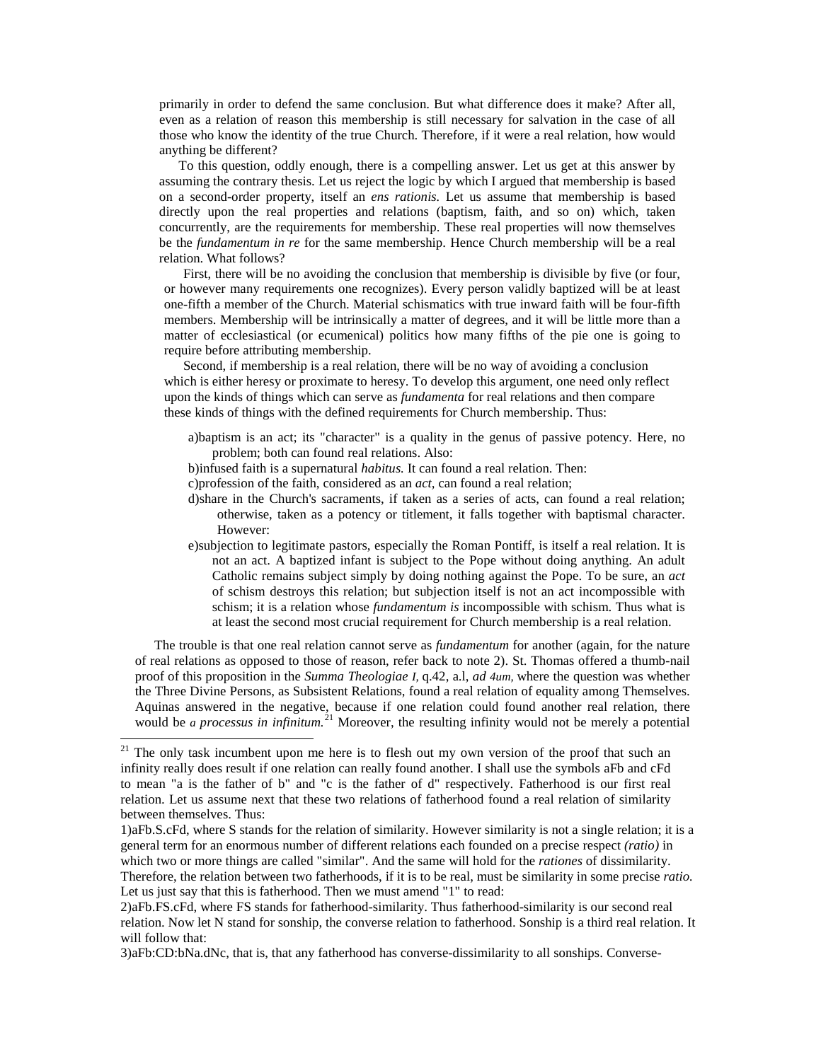primarily in order to defend the same conclusion. But what difference does it make? After all, even as a relation of reason this membership is still necessary for salvation in the case of all those who know the identity of the true Church. Therefore, if it were a real relation, how would anything be different?

To this question, oddly enough, there is a compelling answer. Let us get at this answer by assuming the contrary thesis. Let us reject the logic by which I argued that membership is based on a second-order property, itself an *ens rationis.* Let us assume that membership is based directly upon the real properties and relations (baptism, faith, and so on) which, taken concurrently, are the requirements for membership. These real properties will now themselves be the *fundamentum in re* for the same membership. Hence Church membership will be a real relation. What follows?

First, there will be no avoiding the conclusion that membership is divisible by five (or four, or however many requirements one recognizes). Every person validly baptized will be at least one-fifth a member of the Church. Material schismatics with true inward faith will be four-fifth members. Membership will be intrinsically a matter of degrees, and it will be little more than a matter of ecclesiastical (or ecumenical) politics how many fifths of the pie one is going to require before attributing membership.

Second, if membership is a real relation, there will be no way of avoiding a conclusion which is either heresy or proximate to heresy. To develop this argument, one need only reflect upon the kinds of things which can serve as *fundamenta* for real relations and then compare these kinds of things with the defined requirements for Church membership. Thus:

a) baptism is an act; its "character" is a quality in the genus of passive potency. Here, no problem; both can found real relations. Also:

b) infused faith is a supernatural *habitus.* It can found a real relation. Then:

c) profession of the faith, considered as an *act,* can found a real relation;

d) share in the Church's sacraments, if taken as a series of acts, can found a real relation; otherwise, taken as a potency or titlement, it falls together with baptismal character. However:

e) subjection to legitimate pastors, especially the Roman Pontiff, is itself a real relation. It is not an act. A baptized infant is subject to the Pope without doing anything. An adult Catholic remains subject simply by doing nothing against the Pope. To be sure, an *act* of schism destroys this relation; but subjection itself is not an act incompossible with schism; it is a relation whose *fundamentum is* incompossible with schism. Thus what is at least the second most crucial requirement for Church membership is a real relation.

The trouble is that one real relation cannot serve as *fundamentum* for another (again, for the nature of real relations as opposed to those of reason, refer back to note 2). St. Thomas offered a thumb-nail proof of this proposition in the *Summa Theologiae I,* q.42, a.l, *ad 4um,* where the question was whether the Three Divine Persons, as Subsistent Relations, found a real relation of equality among Themselves. Aquinas answered in the negative, because if one relation could found another real relation, there would be *a processus in infinitum.*[21] Moreover, the resulting infinity would not be merely a potential

---

[21] The only task incumbent upon me here is to flesh out my own version of the proof that such an infinity really does result if one relation can really found another. I shall use the symbols aFb and cFd to mean "a is the father of b" and "c is the father of d" respectively. Fatherhood is our first real relation. Let us assume next that these two relations of fatherhood found a real relation of similarity between themselves. Thus:

1) aFb.S.cFd, where S stands for the relation of similarity. However similarity is not a single relation; it is a general term for an enormous number of different relations each founded on a precise respect *(ratio)* in which two or more things are called "similar". And the same will hold for the *rationes* of dissimilarity. Therefore, the relation between two fatherhoods, if it is to be real, must be similarity in some precise *ratio.* Let us just say that this is fatherhood. Then we must amend "1" to read:

2) aFb.FS.cFd, where FS stands for fatherhood-similarity. Thus fatherhood-similarity is our second real relation. Now let N stand for sonship, the converse relation to fatherhood. Sonship is a third real relation. It will follow that:

3) aFb:CD:bNa.dNc, that is, that any fatherhood has converse-dissimilarity to all sonships. Converse-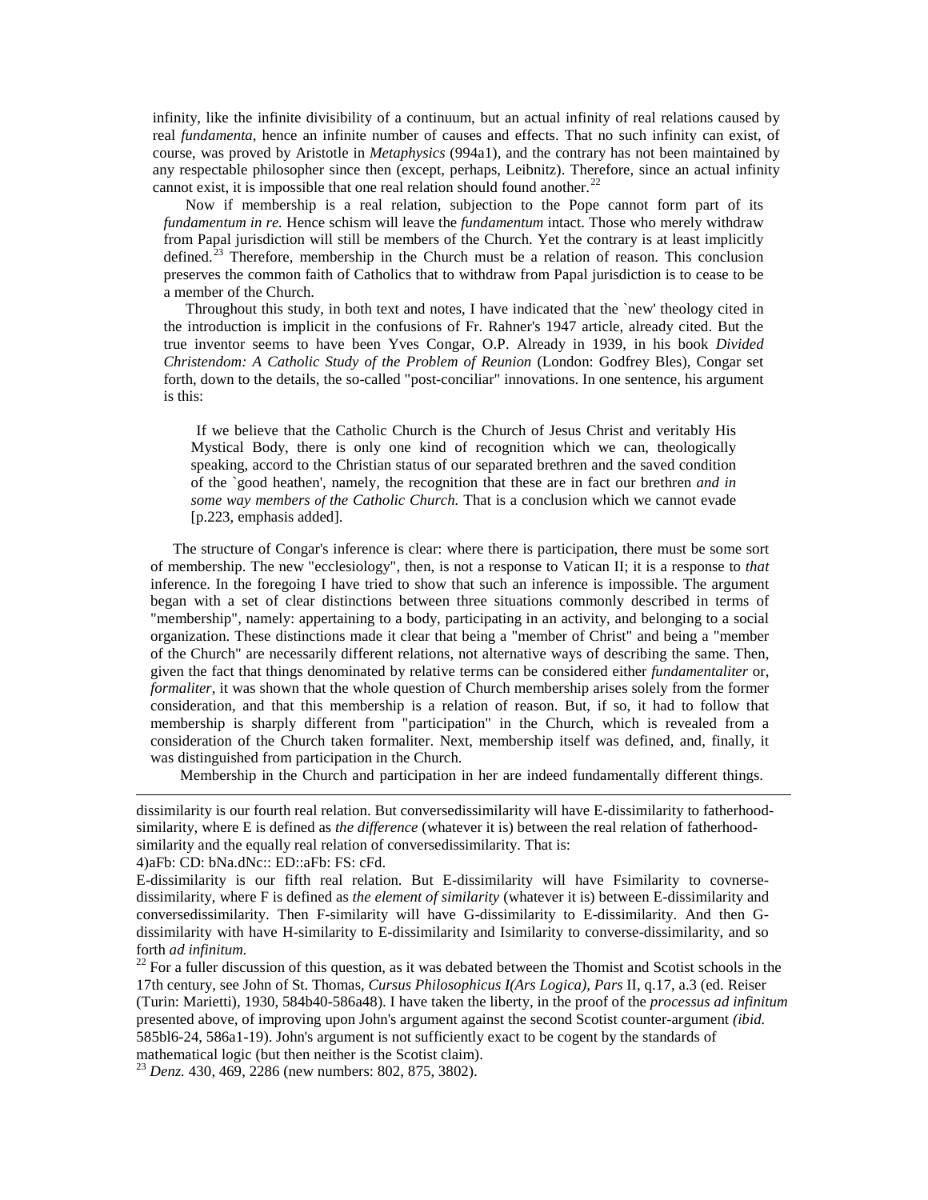infinity, like the infinite divisibility of a continuum, but an actual infinity of real relations caused by real *fundamenta,* hence an infinite number of causes and effects. That no such infinity can exist, of course, was proved by Aristotle in *Metaphysics* (994a1), and the contrary has not been maintained by any respectable philosopher since then (except, perhaps, Leibnitz). Therefore, since an actual infinity cannot exist, it is impossible that one real relation should found another.[22]

Now if membership is a real relation, subjection to the Pope cannot form part of its *fundamentum in re.* Hence schism will leave the *fundamentum* intact. Those who merely withdraw from Papal jurisdiction will still be members of the Church. Yet the contrary is at least implicitly defined.[23] Therefore, membership in the Church must be a relation of reason. This conclusion preserves the common faith of Catholics that to withdraw from Papal jurisdiction is to cease to be a member of the Church.

Throughout this study, in both text and notes, I have indicated that the `new' theology cited in the introduction is implicit in the confusions of Fr. Rahner's 1947 article, already cited. But the true inventor seems to have been Yves Congar, O.P. Already in 1939, in his book *Divided Christendom: A Catholic Study of the Problem of Reunion* (London: Godfrey Bles), Congar set forth, down to the details, the so-called "post-conciliar" innovations. In one sentence, his argument is this:

> If we believe that the Catholic Church is the Church of Jesus Christ and veritably His Mystical Body, there is only one kind of recognition which we can, theologically speaking, accord to the Christian status of our separated brethren and the saved condition of the `good heathen', namely, the recognition that these are in fact our brethren *and in some way members of the Catholic Church.* That is a conclusion which we cannot evade [p.223, emphasis added].

The structure of Congar's inference is clear: where there is participation, there must be some sort of membership. The new "ecclesiology", then, is not a response to Vatican II; it is a response to *that* inference. In the foregoing I have tried to show that such an inference is impossible. The argument began with a set of clear distinctions between three situations commonly described in terms of "membership", namely: appertaining to a body, participating in an activity, and belonging to a social organization. These distinctions made it clear that being a "member of Christ" and being a "member of the Church" are necessarily different relations, not alternative ways of describing the same. Then, given the fact that things denominated by relative terms can be considered either *fundamentaliter* or, *formaliter,* it was shown that the whole question of Church membership arises solely from the former consideration, and that this membership is a relation of reason. But, if so, it had to follow that membership is sharply different from "participation" in the Church, which is revealed from a consideration of the Church taken formaliter. Next, membership itself was defined, and, finally, it was distinguished from participation in the Church.

Membership in the Church and participation in her are indeed fundamentally different things.

---

dissimilarity is our fourth real relation. But conversedissimilarity will have E-dissimilarity to fatherhood-similarity, where E is defined as *the difference* (whatever it is) between the real relation of fatherhood-similarity and the equally real relation of conversedissimilarity. That is:

4)aFb: CD: bNa.dNc:: ED::aFb: FS: cFd.

E-dissimilarity is our fifth real relation. But E-dissimilarity will have Fsimilarity to covnverse-dissimilarity, where F is defined as *the element of similarity* (whatever it is) between E-dissimilarity and conversedissimilarity. Then F-similarity will have G-dissimilarity to E-dissimilarity. And then G-dissimilarity with have H-similarity to E-dissimilarity and Isimilarity to converse-dissimilarity, and so forth *ad infinitum.*

[22] For a fuller discussion of this question, as it was debated between the Thomist and Scotist schools in the 17th century, see John of St. Thomas, *Cursus Philosophicus I(Ars Logica), Pars* II, q.17, a.3 (ed. Reiser (Turin: Marietti), 1930, 584b40-586a48). I have taken the liberty, in the proof of the *processus ad infinitum* presented above, of improving upon John's argument against the second Scotist counter-argument *(ibid.* 585bl6-24, 586a1-19). John's argument is not sufficiently exact to be cogent by the standards of mathematical logic (but then neither is the Scotist claim).

[23] *Denz.* 430, 469, 2286 (new numbers: 802, 875, 3802).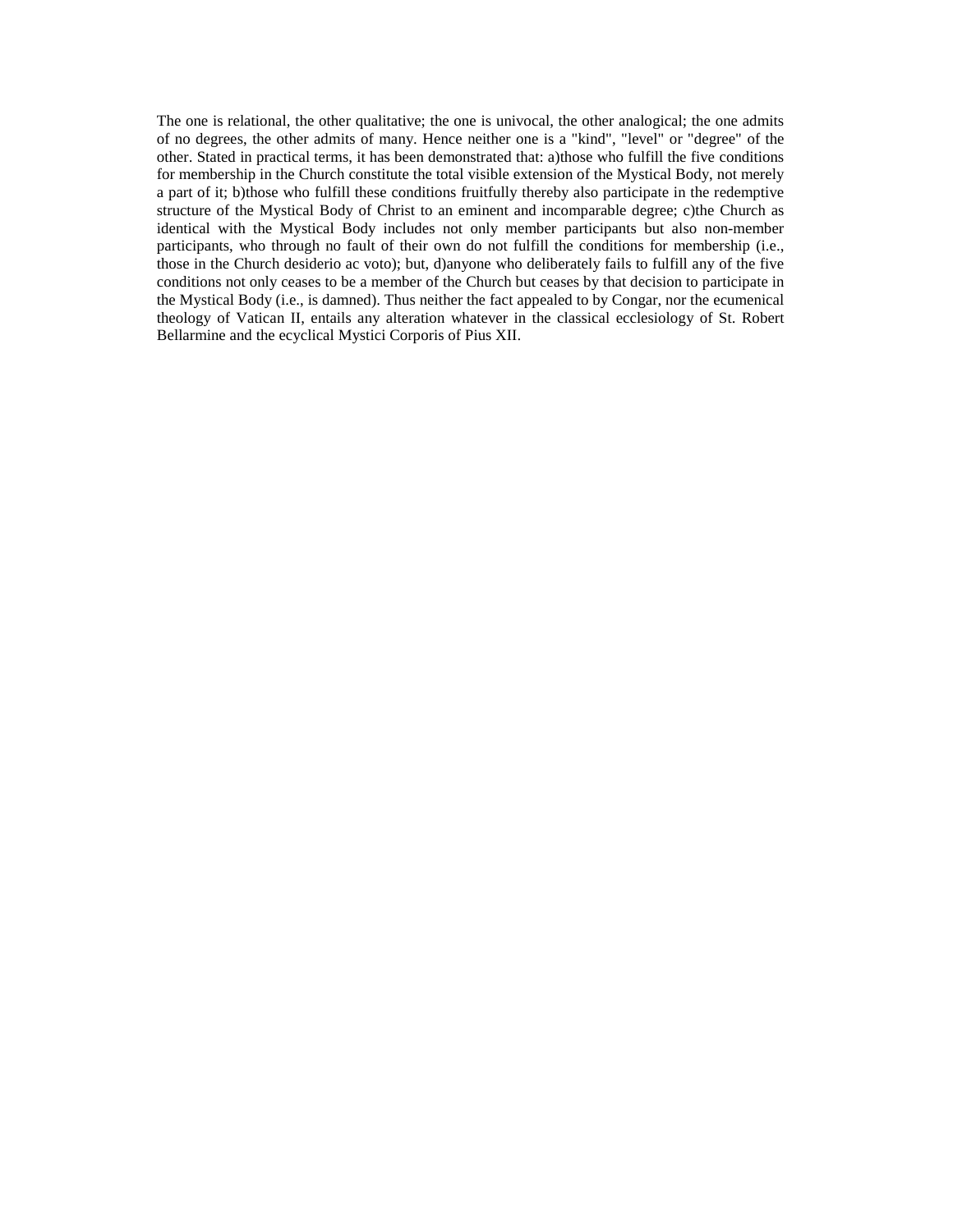The one is relational, the other qualitative; the one is univocal, the other analogical; the one admits of no degrees, the other admits of many. Hence neither one is a "kind", "level" or "degree" of the other. Stated in practical terms, it has been demonstrated that: a)those who fulfill the five conditions for membership in the Church constitute the total visible extension of the Mystical Body, not merely a part of it; b)those who fulfill these conditions fruitfully thereby also participate in the redemptive structure of the Mystical Body of Christ to an eminent and incomparable degree; c)the Church as identical with the Mystical Body includes not only member participants but also non-member participants, who through no fault of their own do not fulfill the conditions for membership (i.e., those in the Church desiderio ac voto); but, d)anyone who deliberately fails to fulfill any of the five conditions not only ceases to be a member of the Church but ceases by that decision to participate in the Mystical Body (i.e., is damned). Thus neither the fact appealed to by Congar, nor the ecumenical theology of Vatican II, entails any alteration whatever in the classical ecclesiology of St. Robert Bellarmine and the ecyclical Mystici Corporis of Pius XII.